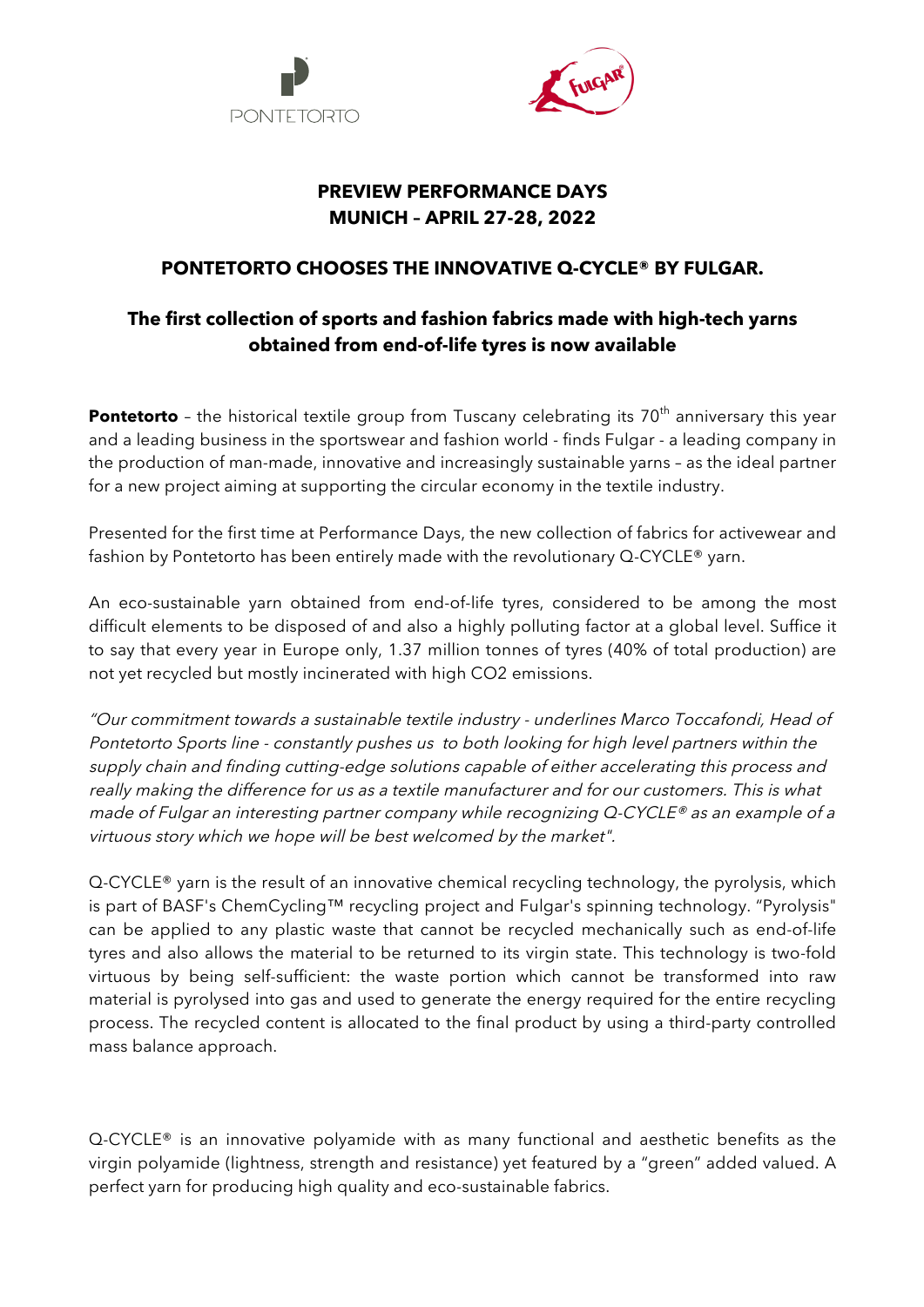PONTETORTO

**PREVIEW PERFORMANCE DAYS**
**MUNICH – APRIL 27-28, 2022**

# PONTETORTO CHOOSES THE INNOVATIVE Q-CYCLE® BY FULGAR.

## The first collection of sports and fashion fabrics made with high-tech yarns obtained from end-of-life tyres is now available

**Pontetorto** – the historical textile group from Tuscany celebrating its 70th anniversary this year and a leading business in the sportswear and fashion world - finds Fulgar - a leading company in the production of man-made, innovative and increasingly sustainable yarns – as the ideal partner for a new project aiming at supporting the circular economy in the textile industry.

Presented for the first time at Performance Days, the new collection of fabrics for activewear and fashion by Pontetorto has been entirely made with the revolutionary Q-CYCLE® yarn.

An eco-sustainable yarn obtained from end-of-life tyres, considered to be among the most difficult elements to be disposed of and also a highly polluting factor at a global level. Suffice it to say that every year in Europe only, 1.37 million tonnes of tyres (40% of total production) are not yet recycled but mostly incinerated with high $CO_2$ emissions.

*"Our commitment towards a sustainable textile industry - underlines Marco Toccafondi, Head of Pontetorto Sports line - constantly pushes us to both looking for high level partners within the supply chain and finding cutting-edge solutions capable of either accelerating this process and really making the difference for us as a textile manufacturer and for our customers. This is what made of Fulgar an interesting partner company while recognizing Q-CYCLE® as an example of a virtuous story which we hope will be best welcomed by the market".*

Q-CYCLE® yarn is the result of an innovative chemical recycling technology, the pyrolysis, which is part of BASF's ChemCycling™ recycling project and Fulgar's spinning technology. "Pyrolysis" can be applied to any plastic waste that cannot be recycled mechanically such as end-of-life tyres and also allows the material to be returned to its virgin state. This technology is two-fold virtuous by being self-sufficient: the waste portion which cannot be transformed into raw material is pyrolysed into gas and used to generate the energy required for the entire recycling process. The recycled content is allocated to the final product by using a third-party controlled mass balance approach.

Q-CYCLE® is an innovative polyamide with as many functional and aesthetic benefits as the virgin polyamide (lightness, strength and resistance) yet featured by a "green" added valued. A perfect yarn for producing high quality and eco-sustainable fabrics.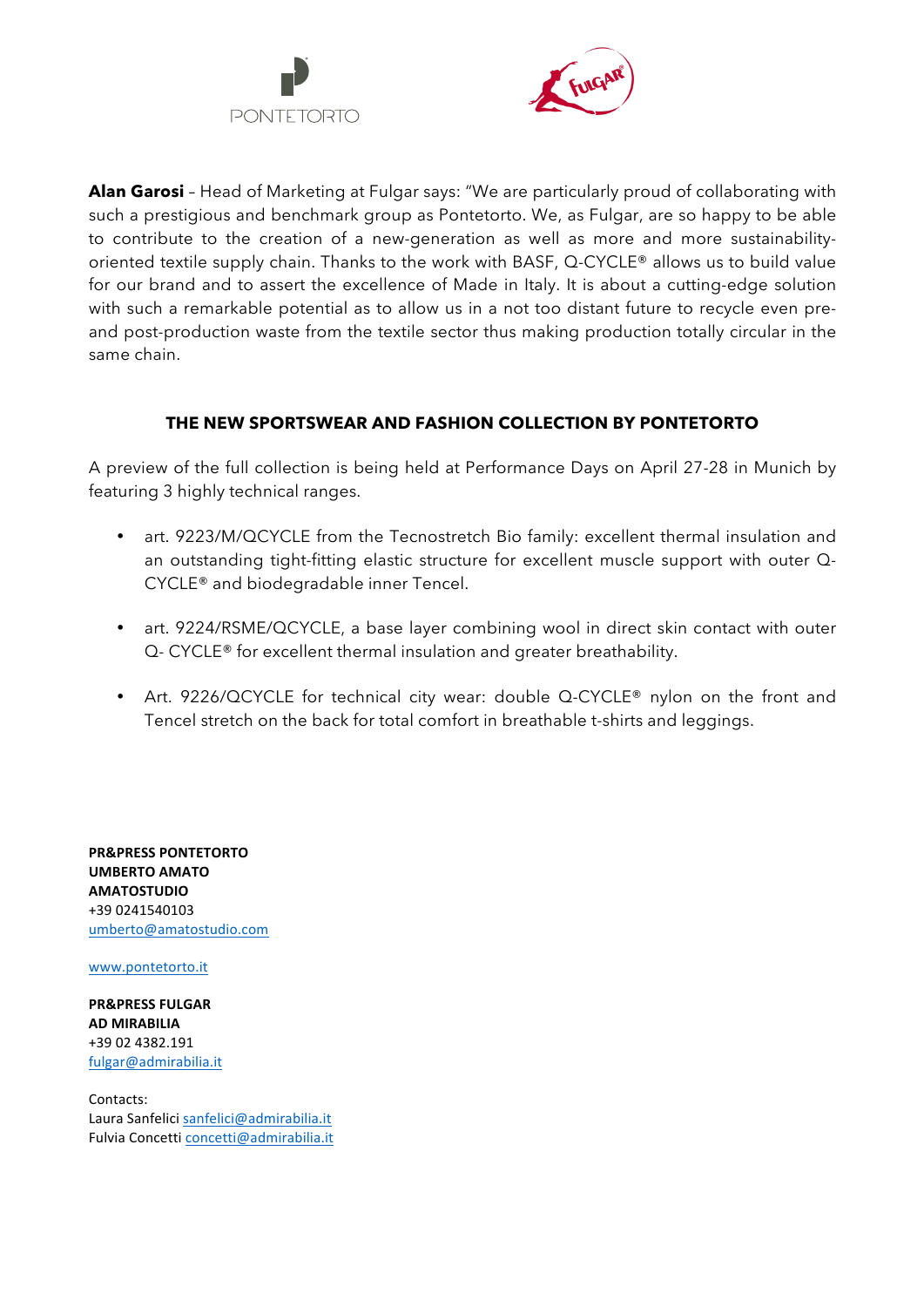**Alan Garosi** – Head of Marketing at Fulgar says: "We are particularly proud of collaborating with such a prestigious and benchmark group as Pontetorto. We, as Fulgar, are so happy to be able to contribute to the creation of a new-generation as well as more and more sustainability-oriented textile supply chain. Thanks to the work with BASF, Q-CYCLE® allows us to build value for our brand and to assert the excellence of Made in Italy. It is about a cutting-edge solution with such a remarkable potential as to allow us in a not too distant future to recycle even pre- and post-production waste from the textile sector thus making production totally circular in the same chain.

## THE NEW SPORTSWEAR AND FASHION COLLECTION BY PONTETORTO

A preview of the full collection is being held at Performance Days on April 27-28 in Munich by featuring 3 highly technical ranges.

- art. 9223/M/QCYCLE from the Tecnostretch Bio family: excellent thermal insulation and an outstanding tight-fitting elastic structure for excellent muscle support with outer Q-CYCLE® and biodegradable inner Tencel.
- art. 9224/RSME/QCYCLE, a base layer combining wool in direct skin contact with outer Q- CYCLE® for excellent thermal insulation and greater breathability.
- Art. 9226/QCYCLE for technical city wear: double Q-CYCLE® nylon on the front and Tencel stretch on the back for total comfort in breathable t-shirts and leggings.

**PR&PRESS PONTETORTO**
**UMBERTO AMATO**
**AMATOSTUDIO**
+39 0241540103
umberto@amatostudio.com

www.pontetorto.it

**PR&PRESS FULGAR**
**AD MIRABILIA**
+39 02 4382.191
fulgar@admirabilia.it

Contacts:
Laura Sanfelici sanfelici@admirabilia.it
Fulvia Concetti concetti@admirabilia.it